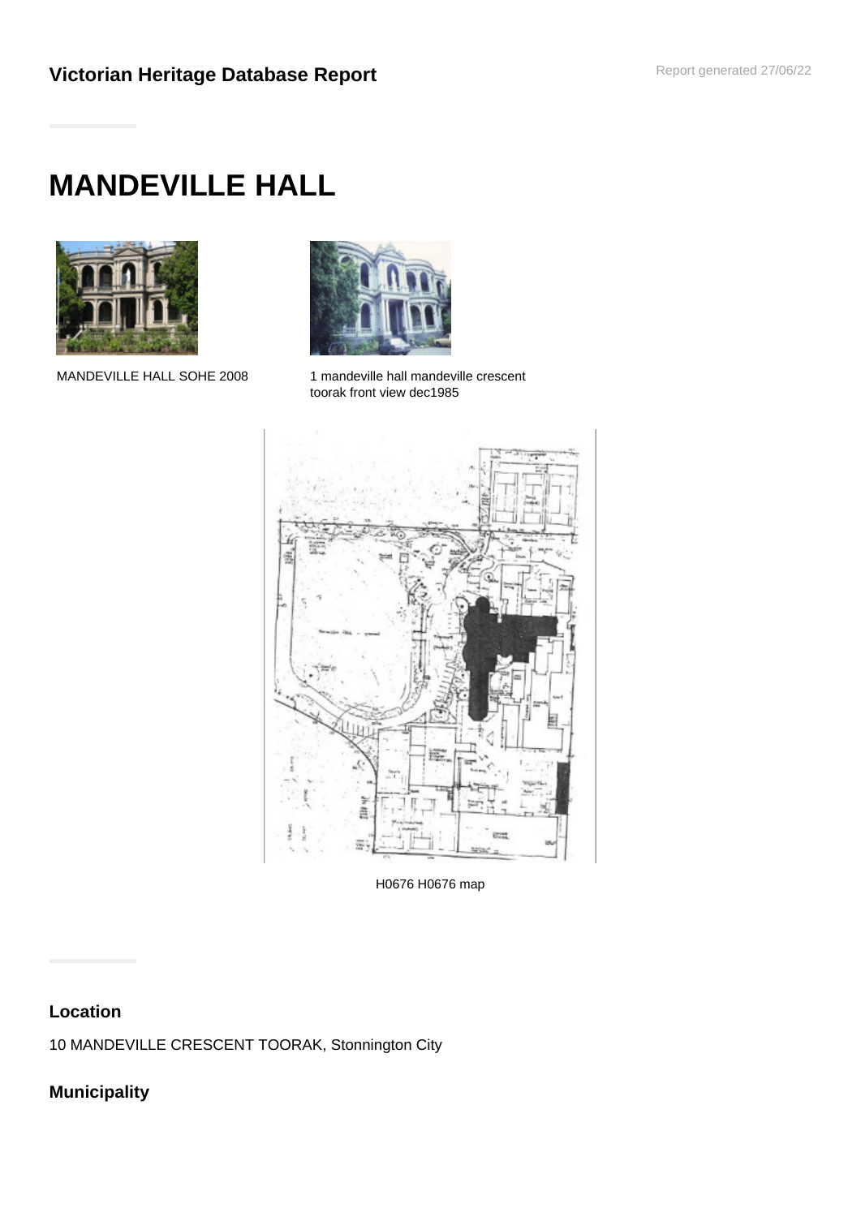## Victorian Heritage Database Report

# MANDEVILLE HALL

MANDEVILLE HALL SOHE 2008

1 mandeville hall mandeville crescent toorak front view dec1985

H0676 H0676 map

### Location

10 MANDEVILLE CRESCENT TOORAK, Stonnington City

### Municipality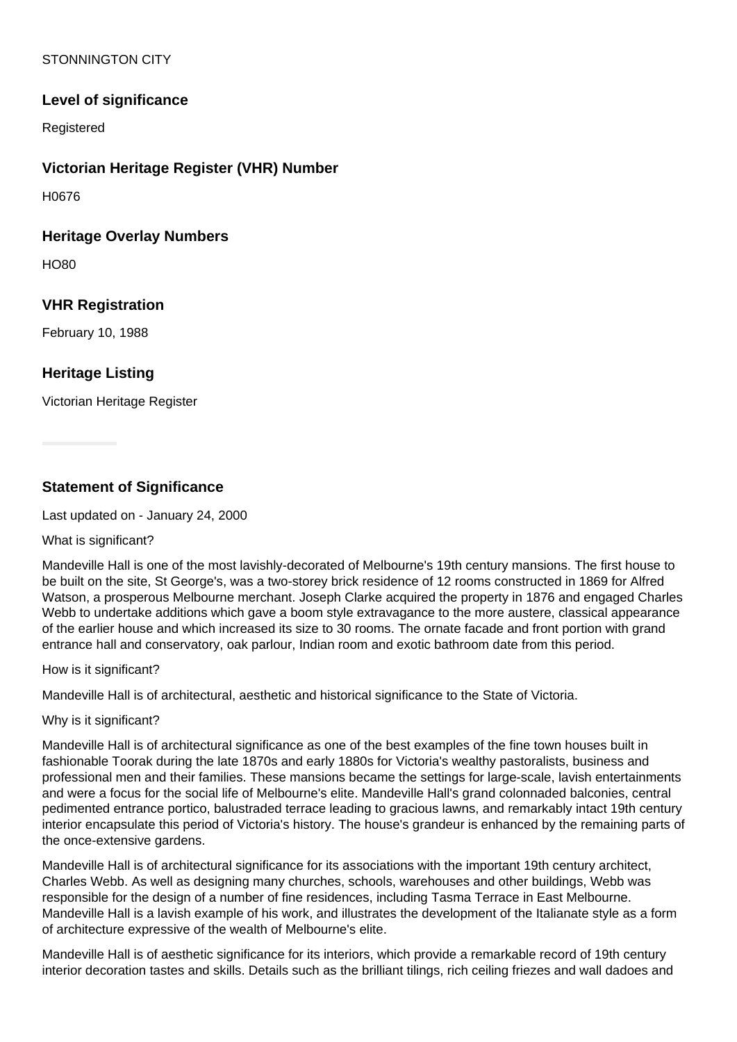STONNINGTON CITY

### Level of significance

Registered

### Victorian Heritage Register (VHR) Number

H0676

### Heritage Overlay Numbers

HO80

### VHR Registration

February 10, 1988

### Heritage Listing

Victorian Heritage Register

### Statement of Significance

Last updated on - January 24, 2000

What is significant?

Mandeville Hall is one of the most lavishly-decorated of Melbourne's 19th century mansions. The first house to be built on the site, St George's, was a two-storey brick residence of 12 rooms constructed in 1869 for Alfred Watson, a prosperous Melbourne merchant. Joseph Clarke acquired the property in 1876 and engaged Charles Webb to undertake additions which gave a boom style extravagance to the more austere, classical appearance of the earlier house and which increased its size to 30 rooms. The ornate facade and front portion with grand entrance hall and conservatory, oak parlour, Indian room and exotic bathroom date from this period.

How is it significant?

Mandeville Hall is of architectural, aesthetic and historical significance to the State of Victoria.

Why is it significant?

Mandeville Hall is of architectural significance as one of the best examples of the fine town houses built in fashionable Toorak during the late 1870s and early 1880s for Victoria's wealthy pastoralists, business and professional men and their families. These mansions became the settings for large-scale, lavish entertainments and were a focus for the social life of Melbourne's elite. Mandeville Hall's grand colonnaded balconies, central pedimented entrance portico, balustraded terrace leading to gracious lawns, and remarkably intact 19th century interior encapsulate this period of Victoria's history. The house's grandeur is enhanced by the remaining parts of the once-extensive gardens.

Mandeville Hall is of architectural significance for its associations with the important 19th century architect, Charles Webb. As well as designing many churches, schools, warehouses and other buildings, Webb was responsible for the design of a number of fine residences, including Tasma Terrace in East Melbourne. Mandeville Hall is a lavish example of his work, and illustrates the development of the Italianate style as a form of architecture expressive of the wealth of Melbourne's elite.

Mandeville Hall is of aesthetic significance for its interiors, which provide a remarkable record of 19th century interior decoration tastes and skills. Details such as the brilliant tilings, rich ceiling friezes and wall dadoes and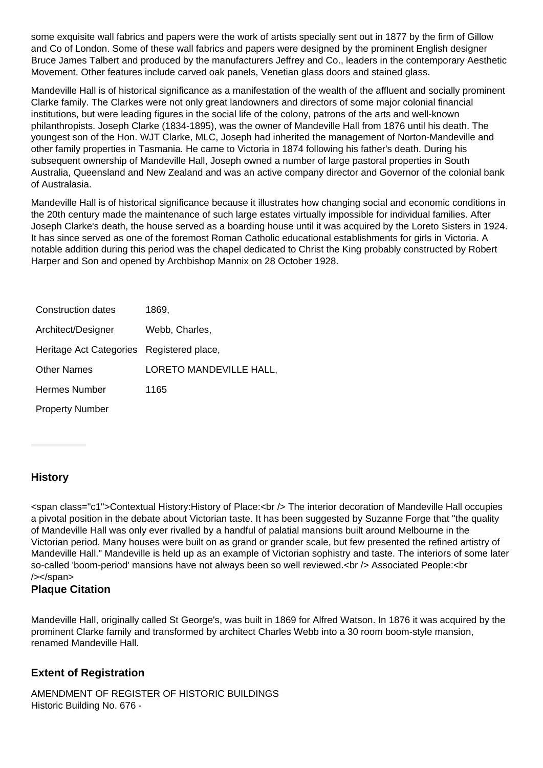some exquisite wall fabrics and papers were the work of artists specially sent out in 1877 by the firm of Gillow and Co of London. Some of these wall fabrics and papers were designed by the prominent English designer Bruce James Talbert and produced by the manufacturers Jeffrey and Co., leaders in the contemporary Aesthetic Movement. Other features include carved oak panels, Venetian glass doors and stained glass.

Mandeville Hall is of historical significance as a manifestation of the wealth of the affluent and socially prominent Clarke family. The Clarkes were not only great landowners and directors of some major colonial financial institutions, but were leading figures in the social life of the colony, patrons of the arts and well-known philanthropists. Joseph Clarke (1834-1895), was the owner of Mandeville Hall from 1876 until his death. The youngest son of the Hon. WJT Clarke, MLC, Joseph had inherited the management of Norton-Mandeville and other family properties in Tasmania. He came to Victoria in 1874 following his father's death. During his subsequent ownership of Mandeville Hall, Joseph owned a number of large pastoral properties in South Australia, Queensland and New Zealand and was an active company director and Governor of the colonial bank of Australasia.

Mandeville Hall is of historical significance because it illustrates how changing social and economic conditions in the 20th century made the maintenance of such large estates virtually impossible for individual families. After Joseph Clarke's death, the house served as a boarding house until it was acquired by the Loreto Sisters in 1924. It has since served as one of the foremost Roman Catholic educational establishments for girls in Victoria. A notable addition during this period was the chapel dedicated to Christ the King probably constructed by Robert Harper and Son and opened by Archbishop Mannix on 28 October 1928.

| | |
|---|---|
| Construction dates | 1869, |
| Architect/Designer | Webb, Charles, |
| Heritage Act Categories | Registered place, |
| Other Names | LORETO MANDEVILLE HALL, |
| Hermes Number | 1165 |
| Property Number | |

## History

<span class="c1">Contextual History:History of Place:<br /> The interior decoration of Mandeville Hall occupies a pivotal position in the debate about Victorian taste. It has been suggested by Suzanne Forge that "the quality of Mandeville Hall was only ever rivalled by a handful of palatial mansions built around Melbourne in the Victorian period. Many houses were built on as grand or grander scale, but few presented the refined artistry of Mandeville Hall." Mandeville is held up as an example of Victorian sophistry and taste. The interiors of some later so-called 'boom-period' mansions have not always been so well reviewed.<br /> Associated People:<br /></span>

## Plaque Citation

Mandeville Hall, originally called St George's, was built in 1869 for Alfred Watson. In 1876 it was acquired by the prominent Clarke family and transformed by architect Charles Webb into a 30 room boom-style mansion, renamed Mandeville Hall.

## Extent of Registration

AMENDMENT OF REGISTER OF HISTORIC BUILDINGS
Historic Building No. 676 -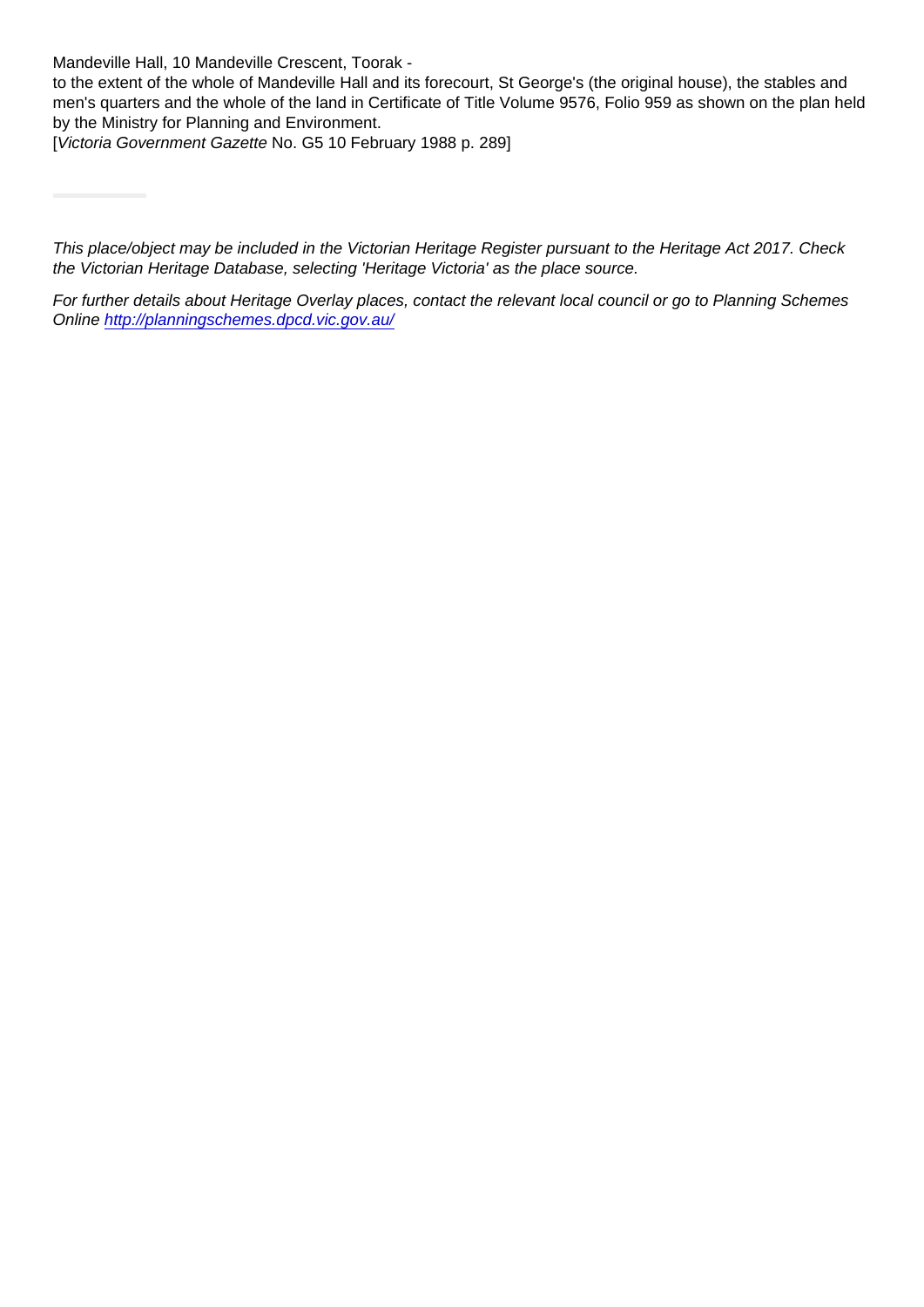Mandeville Hall, 10 Mandeville Crescent, Toorak -
to the extent of the whole of Mandeville Hall and its forecourt, St George's (the original house), the stables and men's quarters and the whole of the land in Certificate of Title Volume 9576, Folio 959 as shown on the plan held by the Ministry for Planning and Environment.
[*Victoria Government Gazette* No. G5 10 February 1988 p. 289]

---

*This place/object may be included in the Victorian Heritage Register pursuant to the Heritage Act 2017. Check the Victorian Heritage Database, selecting 'Heritage Victoria' as the place source.*

*For further details about Heritage Overlay places, contact the relevant local council or go to Planning Schemes Online [http://planningschemes.dpcd.vic.gov.au/](http://planningschemes.dpcd.vic.gov.au/)*